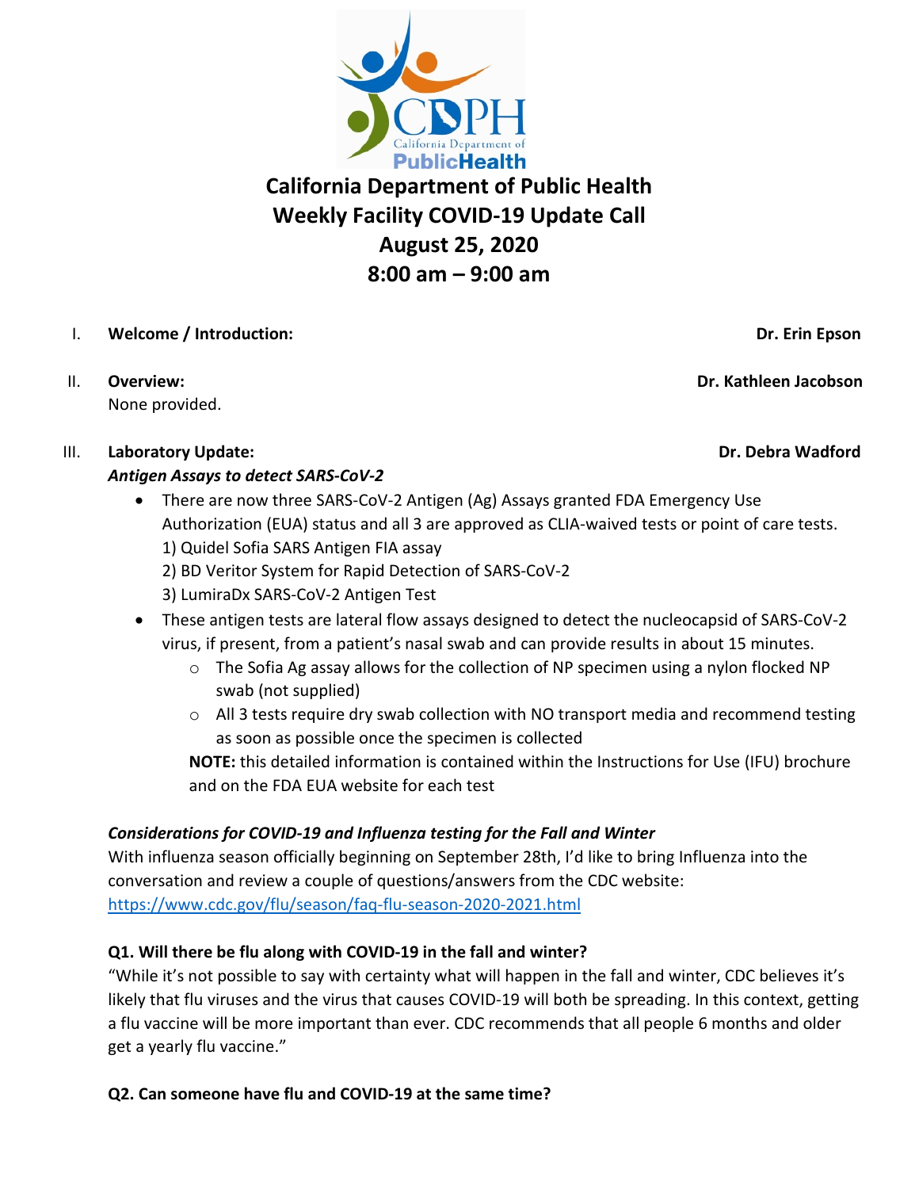# California Department of Public Health
# Weekly Facility COVID-19 Update Call
# August 25, 2020
# 8:00 am – 9:00 am

I. **Welcome / Introduction:** **Dr. Erin Epson**

II. **Overview:** **Dr. Kathleen Jacobson**

None provided.

III. **Laboratory Update:** **Dr. Debra Wadford**

***Antigen Assays to detect SARS-CoV-2***

- There are now three SARS-CoV-2 Antigen (Ag) Assays granted FDA Emergency Use Authorization (EUA) status and all 3 are approved as CLIA-waived tests or point of care tests.
  1) Quidel Sofia SARS Antigen FIA assay
  2) BD Veritor System for Rapid Detection of SARS-CoV-2
  3) LumiraDx SARS-CoV-2 Antigen Test
- These antigen tests are lateral flow assays designed to detect the nucleocapsid of SARS-CoV-2 virus, if present, from a patient's nasal swab and can provide results in about 15 minutes.
  - The Sofia Ag assay allows for the collection of NP specimen using a nylon flocked NP swab (not supplied)
  - All 3 tests require dry swab collection with NO transport media and recommend testing as soon as possible once the specimen is collected

  **NOTE:** this detailed information is contained within the Instructions for Use (IFU) brochure and on the FDA EUA website for each test

***Considerations for COVID-19 and Influenza testing for the Fall and Winter***

With influenza season officially beginning on September 28th, I'd like to bring Influenza into the conversation and review a couple of questions/answers from the CDC website: https://www.cdc.gov/flu/season/faq-flu-season-2020-2021.html

**Q1. Will there be flu along with COVID-19 in the fall and winter?**

"While it's not possible to say with certainty what will happen in the fall and winter, CDC believes it's likely that flu viruses and the virus that causes COVID-19 will both be spreading. In this context, getting a flu vaccine will be more important than ever. CDC recommends that all people 6 months and older get a yearly flu vaccine."

**Q2. Can someone have flu and COVID-19 at the same time?**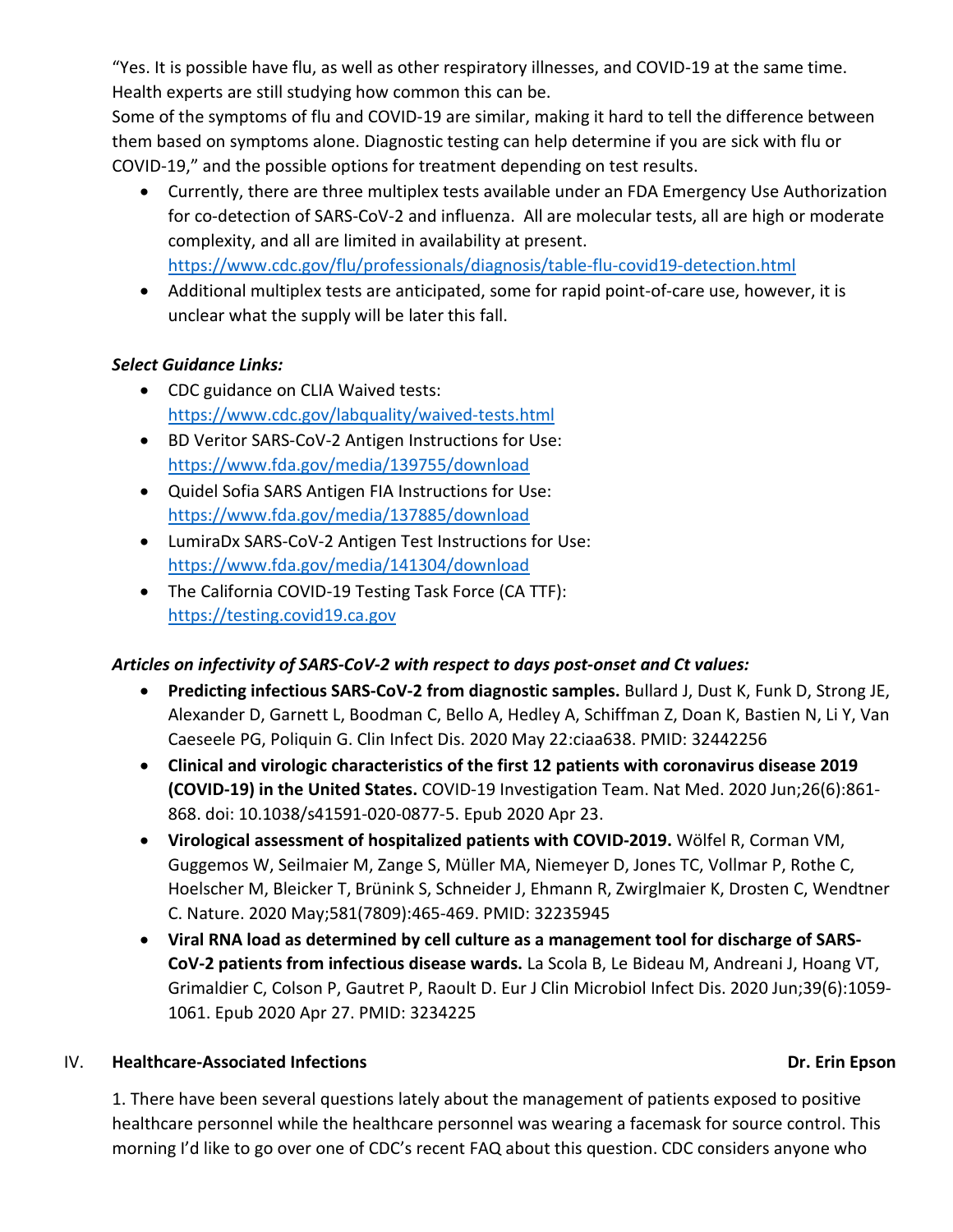"Yes. It is possible have flu, as well as other respiratory illnesses, and COVID-19 at the same time. Health experts are still studying how common this can be.
Some of the symptoms of flu and COVID-19 are similar, making it hard to tell the difference between them based on symptoms alone. Diagnostic testing can help determine if you are sick with flu or COVID-19," and the possible options for treatment depending on test results.

- Currently, there are three multiplex tests available under an FDA Emergency Use Authorization for co-detection of SARS-CoV-2 and influenza. All are molecular tests, all are high or moderate complexity, and all are limited in availability at present. https://www.cdc.gov/flu/professionals/diagnosis/table-flu-covid19-detection.html
- Additional multiplex tests are anticipated, some for rapid point-of-care use, however, it is unclear what the supply will be later this fall.

***Select Guidance Links:***

- CDC guidance on CLIA Waived tests: https://www.cdc.gov/labquality/waived-tests.html
- BD Veritor SARS-CoV-2 Antigen Instructions for Use: https://www.fda.gov/media/139755/download
- Quidel Sofia SARS Antigen FIA Instructions for Use: https://www.fda.gov/media/137885/download
- LumiraDx SARS-CoV-2 Antigen Test Instructions for Use: https://www.fda.gov/media/141304/download
- The California COVID-19 Testing Task Force (CA TTF): https://testing.covid19.ca.gov

***Articles on infectivity of SARS-CoV-2 with respect to days post-onset and Ct values:***

- **Predicting infectious SARS-CoV-2 from diagnostic samples.** Bullard J, Dust K, Funk D, Strong JE, Alexander D, Garnett L, Boodman C, Bello A, Hedley A, Schiffman Z, Doan K, Bastien N, Li Y, Van Caeseele PG, Poliquin G. Clin Infect Dis. 2020 May 22:ciaa638. PMID: 32442256
- **Clinical and virologic characteristics of the first 12 patients with coronavirus disease 2019 (COVID-19) in the United States.** COVID-19 Investigation Team. Nat Med. 2020 Jun;26(6):861-868. doi: 10.1038/s41591-020-0877-5. Epub 2020 Apr 23.
- **Virological assessment of hospitalized patients with COVID-2019.** Wölfel R, Corman VM, Guggemos W, Seilmaier M, Zange S, Müller MA, Niemeyer D, Jones TC, Vollmar P, Rothe C, Hoelscher M, Bleicker T, Brünink S, Schneider J, Ehmann R, Zwirglmaier K, Drosten C, Wendtner C. Nature. 2020 May;581(7809):465-469. PMID: 32235945
- **Viral RNA load as determined by cell culture as a management tool for discharge of SARS-CoV-2 patients from infectious disease wards.** La Scola B, Le Bideau M, Andreani J, Hoang VT, Grimaldier C, Colson P, Gautret P, Raoult D. Eur J Clin Microbiol Infect Dis. 2020 Jun;39(6):1059-1061. Epub 2020 Apr 27. PMID: 3234225

## IV. Healthcare-Associated Infections — Dr. Erin Epson

1. There have been several questions lately about the management of patients exposed to positive healthcare personnel while the healthcare personnel was wearing a facemask for source control. This morning I'd like to go over one of CDC's recent FAQ about this question. CDC considers anyone who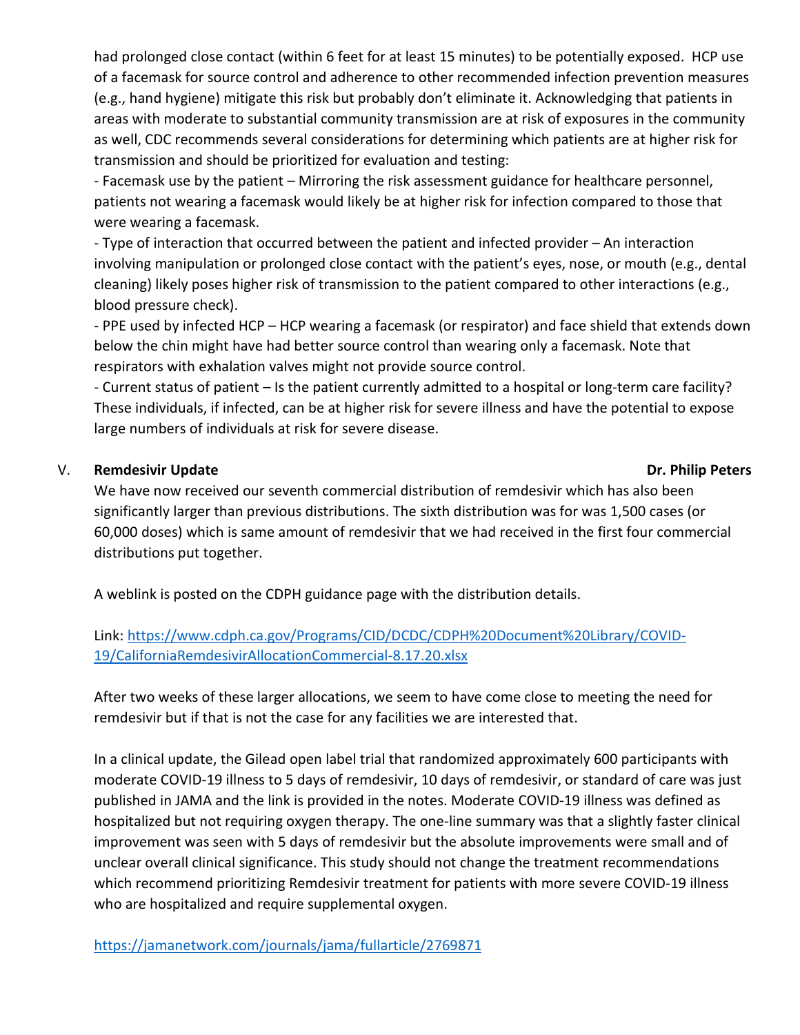had prolonged close contact (within 6 feet for at least 15 minutes) to be potentially exposed. HCP use of a facemask for source control and adherence to other recommended infection prevention measures (e.g., hand hygiene) mitigate this risk but probably don't eliminate it. Acknowledging that patients in areas with moderate to substantial community transmission are at risk of exposures in the community as well, CDC recommends several considerations for determining which patients are at higher risk for transmission and should be prioritized for evaluation and testing:

- Facemask use by the patient – Mirroring the risk assessment guidance for healthcare personnel, patients not wearing a facemask would likely be at higher risk for infection compared to those that were wearing a facemask.
- Type of interaction that occurred between the patient and infected provider – An interaction involving manipulation or prolonged close contact with the patient's eyes, nose, or mouth (e.g., dental cleaning) likely poses higher risk of transmission to the patient compared to other interactions (e.g., blood pressure check).
- PPE used by infected HCP – HCP wearing a facemask (or respirator) and face shield that extends down below the chin might have had better source control than wearing only a facemask. Note that respirators with exhalation valves might not provide source control.
- Current status of patient – Is the patient currently admitted to a hospital or long-term care facility? These individuals, if infected, can be at higher risk for severe illness and have the potential to expose large numbers of individuals at risk for severe disease.

## V. Remdesivir Update — Dr. Philip Peters

We have now received our seventh commercial distribution of remdesivir which has also been significantly larger than previous distributions. The sixth distribution was for was 1,500 cases (or 60,000 doses) which is same amount of remdesivir that we had received in the first four commercial distributions put together.

A weblink is posted on the CDPH guidance page with the distribution details.

Link: https://www.cdph.ca.gov/Programs/CID/DCDC/CDPH%20Document%20Library/COVID-19/CaliforniaRemdesivirAllocationCommercial-8.17.20.xlsx

After two weeks of these larger allocations, we seem to have come close to meeting the need for remdesivir but if that is not the case for any facilities we are interested that.

In a clinical update, the Gilead open label trial that randomized approximately 600 participants with moderate COVID-19 illness to 5 days of remdesivir, 10 days of remdesivir, or standard of care was just published in JAMA and the link is provided in the notes. Moderate COVID-19 illness was defined as hospitalized but not requiring oxygen therapy. The one-line summary was that a slightly faster clinical improvement was seen with 5 days of remdesivir but the absolute improvements were small and of unclear overall clinical significance. This study should not change the treatment recommendations which recommend prioritizing Remdesivir treatment for patients with more severe COVID-19 illness who are hospitalized and require supplemental oxygen.

https://jamanetwork.com/journals/jama/fullarticle/2769871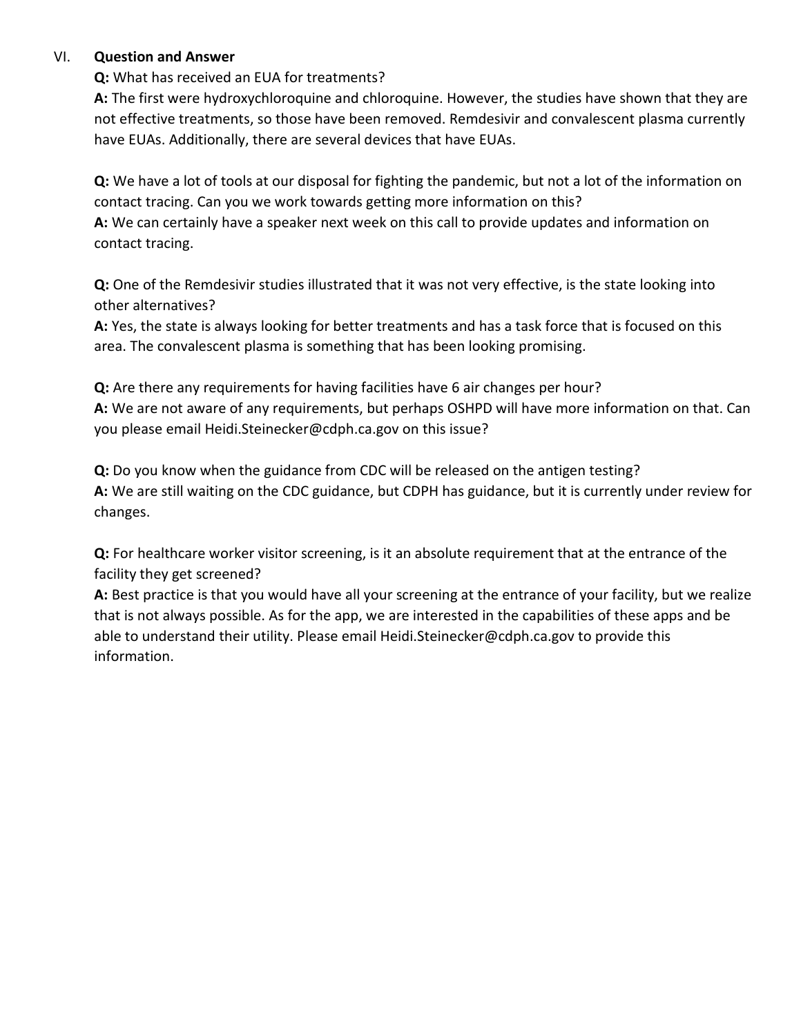## VI. Question and Answer

**Q:** What has received an EUA for treatments?
**A:** The first were hydroxychloroquine and chloroquine. However, the studies have shown that they are not effective treatments, so those have been removed. Remdesivir and convalescent plasma currently have EUAs. Additionally, there are several devices that have EUAs.

**Q:** We have a lot of tools at our disposal for fighting the pandemic, but not a lot of the information on contact tracing. Can you we work towards getting more information on this?
**A:** We can certainly have a speaker next week on this call to provide updates and information on contact tracing.

**Q:** One of the Remdesivir studies illustrated that it was not very effective, is the state looking into other alternatives?
**A:** Yes, the state is always looking for better treatments and has a task force that is focused on this area. The convalescent plasma is something that has been looking promising.

**Q:** Are there any requirements for having facilities have 6 air changes per hour?
**A:** We are not aware of any requirements, but perhaps OSHPD will have more information on that. Can you please email Heidi.Steinecker@cdph.ca.gov on this issue?

**Q:** Do you know when the guidance from CDC will be released on the antigen testing?
**A:** We are still waiting on the CDC guidance, but CDPH has guidance, but it is currently under review for changes.

**Q:** For healthcare worker visitor screening, is it an absolute requirement that at the entrance of the facility they get screened?
**A:** Best practice is that you would have all your screening at the entrance of your facility, but we realize that is not always possible. As for the app, we are interested in the capabilities of these apps and be able to understand their utility. Please email Heidi.Steinecker@cdph.ca.gov to provide this information.